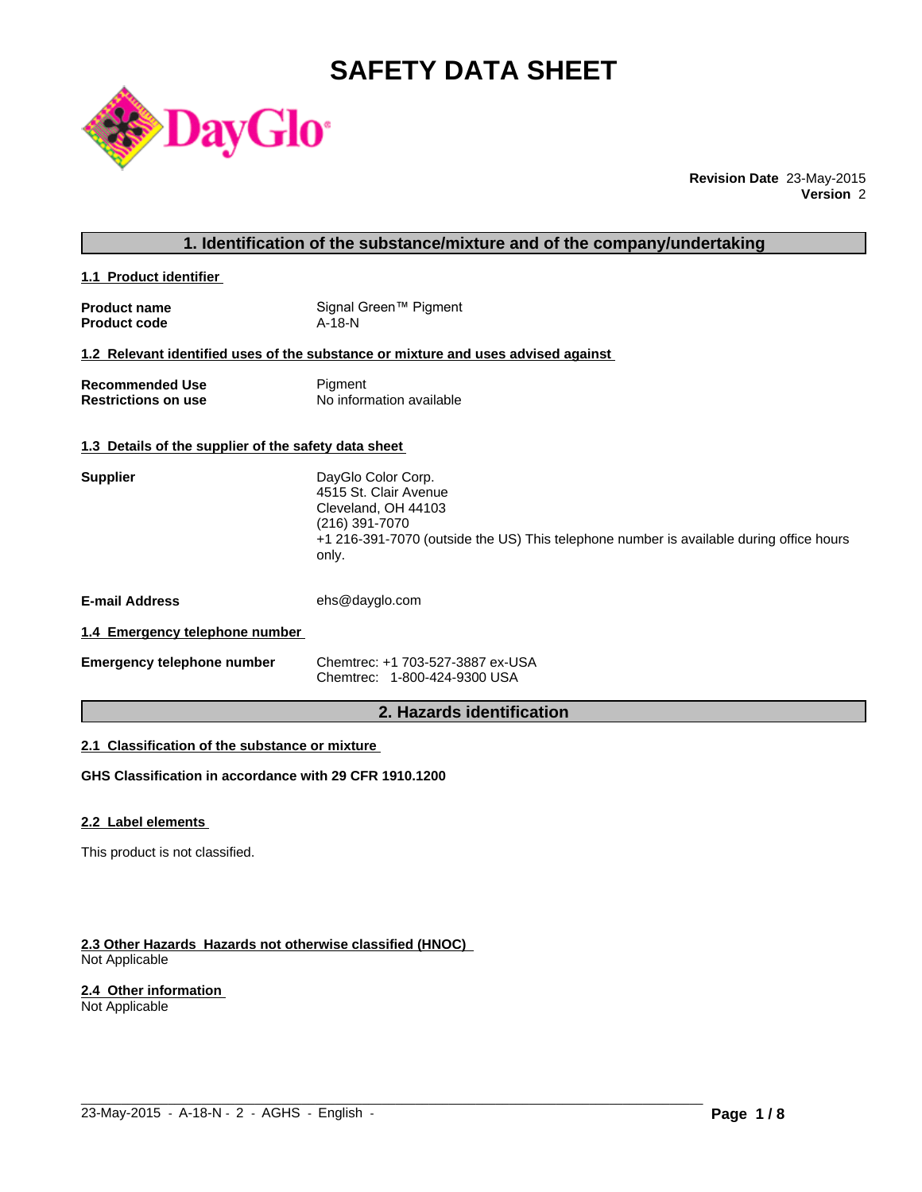# SAFETY DATA SHEET

DayGlo

**Revision Date** 23-May-2015
**Version** 2

## 1. Identification of the substance/mixture and of the company/undertaking

### 1.1 Product identifier

| | |
|---|---|
| **Product name** | Signal Green™ Pigment |
| **Product code** | A-18-N |

### 1.2 Relevant identified uses of the substance or mixture and uses advised against

| | |
|---|---|
| **Recommended Use** | Pigment |
| **Restrictions on use** | No information available |

### 1.3 Details of the supplier of the safety data sheet

**Supplier**

DayGlo Color Corp.
4515 St. Clair Avenue
Cleveland, OH 44103
(216) 391-7070
+1 216-391-7070 (outside the US) This telephone number is available during office hours only.

**E-mail Address** ehs@dayglo.com

### 1.4 Emergency telephone number

**Emergency telephone number**

Chemtrec: +1 703-527-3887 ex-USA
Chemtrec: 1-800-424-9300 USA

## 2. Hazards identification

### 2.1 Classification of the substance or mixture

**GHS Classification in accordance with 29 CFR 1910.1200**

### 2.2 Label elements

This product is not classified.

### 2.3 Other Hazards Hazards not otherwise classified (HNOC)

Not Applicable

### 2.4 Other information

Not Applicable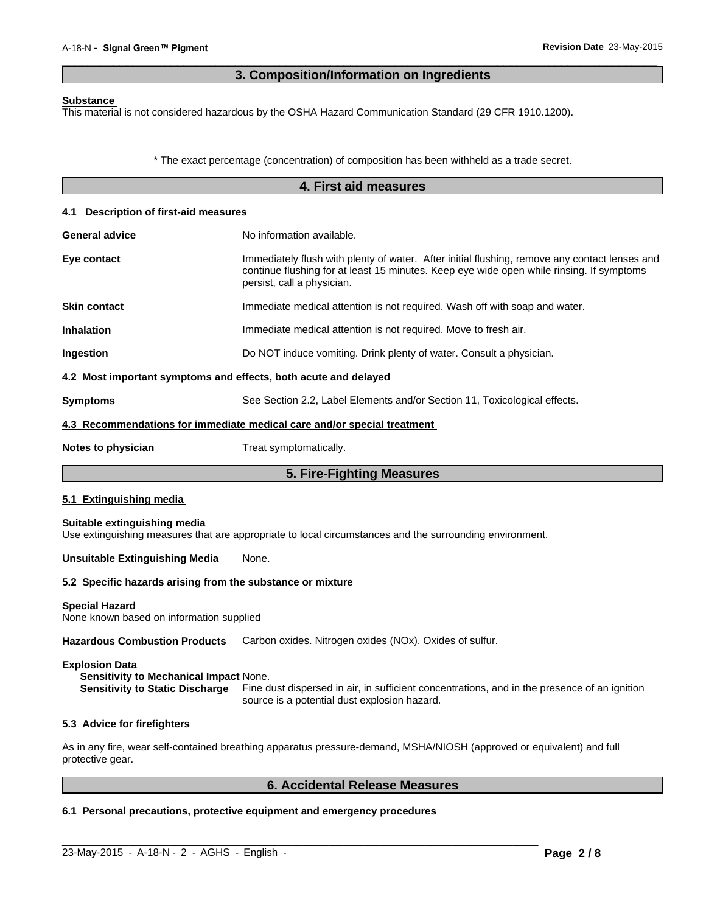## 3. Composition/Information on Ingredients

**Substance**

This material is not considered hazardous by the OSHA Hazard Communication Standard (29 CFR 1910.1200).

\* The exact percentage (concentration) of composition has been withheld as a trade secret.

## 4. First aid measures

### 4.1 Description of first-aid measures

**General advice** No information available.

**Eye contact** Immediately flush with plenty of water. After initial flushing, remove any contact lenses and continue flushing for at least 15 minutes. Keep eye wide open while rinsing. If symptoms persist, call a physician.

**Skin contact** Immediate medical attention is not required. Wash off with soap and water.

**Inhalation** Immediate medical attention is not required. Move to fresh air.

**Ingestion** Do NOT induce vomiting. Drink plenty of water. Consult a physician.

### 4.2 Most important symptoms and effects, both acute and delayed

**Symptoms** See Section 2.2, Label Elements and/or Section 11, Toxicological effects.

### 4.3 Recommendations for immediate medical care and/or special treatment

**Notes to physician** Treat symptomatically.

## 5. Fire-Fighting Measures

### 5.1 Extinguishing media

**Suitable extinguishing media**

Use extinguishing measures that are appropriate to local circumstances and the surrounding environment.

**Unsuitable Extinguishing Media** None.

### 5.2 Specific hazards arising from the substance or mixture

**Special Hazard**

None known based on information supplied

**Hazardous Combustion Products** Carbon oxides. Nitrogen oxides (NOx). Oxides of sulfur.

**Explosion Data**

**Sensitivity to Mechanical Impact** None.

**Sensitivity to Static Discharge** Fine dust dispersed in air, in sufficient concentrations, and in the presence of an ignition source is a potential dust explosion hazard.

### 5.3 Advice for firefighters

As in any fire, wear self-contained breathing apparatus pressure-demand, MSHA/NIOSH (approved or equivalent) and full protective gear.

## 6. Accidental Release Measures

### 6.1 Personal precautions, protective equipment and emergency procedures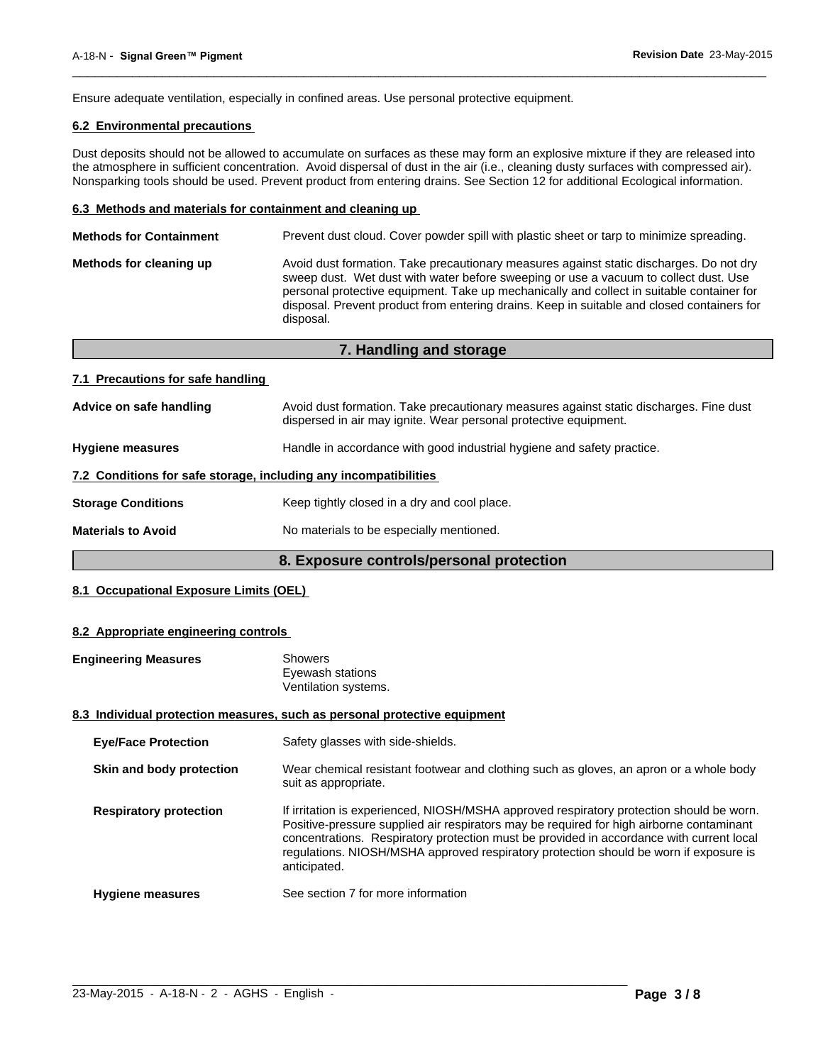Ensure adequate ventilation, especially in confined areas. Use personal protective equipment.

### 6.2 Environmental precautions

Dust deposits should not be allowed to accumulate on surfaces as these may form an explosive mixture if they are released into the atmosphere in sufficient concentration. Avoid dispersal of dust in the air (i.e., cleaning dusty surfaces with compressed air). Nonsparking tools should be used. Prevent product from entering drains. See Section 12 for additional Ecological information.

### 6.3 Methods and materials for containment and cleaning up

**Methods for Containment** Prevent dust cloud. Cover powder spill with plastic sheet or tarp to minimize spreading.

**Methods for cleaning up** Avoid dust formation. Take precautionary measures against static discharges. Do not dry sweep dust. Wet dust with water before sweeping or use a vacuum to collect dust. Use personal protective equipment. Take up mechanically and collect in suitable container for disposal. Prevent product from entering drains. Keep in suitable and closed containers for disposal.

## 7. Handling and storage

### 7.1 Precautions for safe handling

**Advice on safe handling** Avoid dust formation. Take precautionary measures against static discharges. Fine dust dispersed in air may ignite. Wear personal protective equipment.

**Hygiene measures** Handle in accordance with good industrial hygiene and safety practice.

### 7.2 Conditions for safe storage, including any incompatibilities

**Storage Conditions** Keep tightly closed in a dry and cool place.

**Materials to Avoid** No materials to be especially mentioned.

## 8. Exposure controls/personal protection

### 8.1 Occupational Exposure Limits (OEL)

### 8.2 Appropriate engineering controls

**Engineering Measures** Showers
Eyewash stations
Ventilation systems.

### 8.3 Individual protection measures, such as personal protective equipment

**Eye/Face Protection** Safety glasses with side-shields.

**Skin and body protection** Wear chemical resistant footwear and clothing such as gloves, an apron or a whole body suit as appropriate.

**Respiratory protection** If irritation is experienced, NIOSH/MSHA approved respiratory protection should be worn. Positive-pressure supplied air respirators may be required for high airborne contaminant concentrations. Respiratory protection must be provided in accordance with current local regulations. NIOSH/MSHA approved respiratory protection should be worn if exposure is anticipated.

**Hygiene measures** See section 7 for more information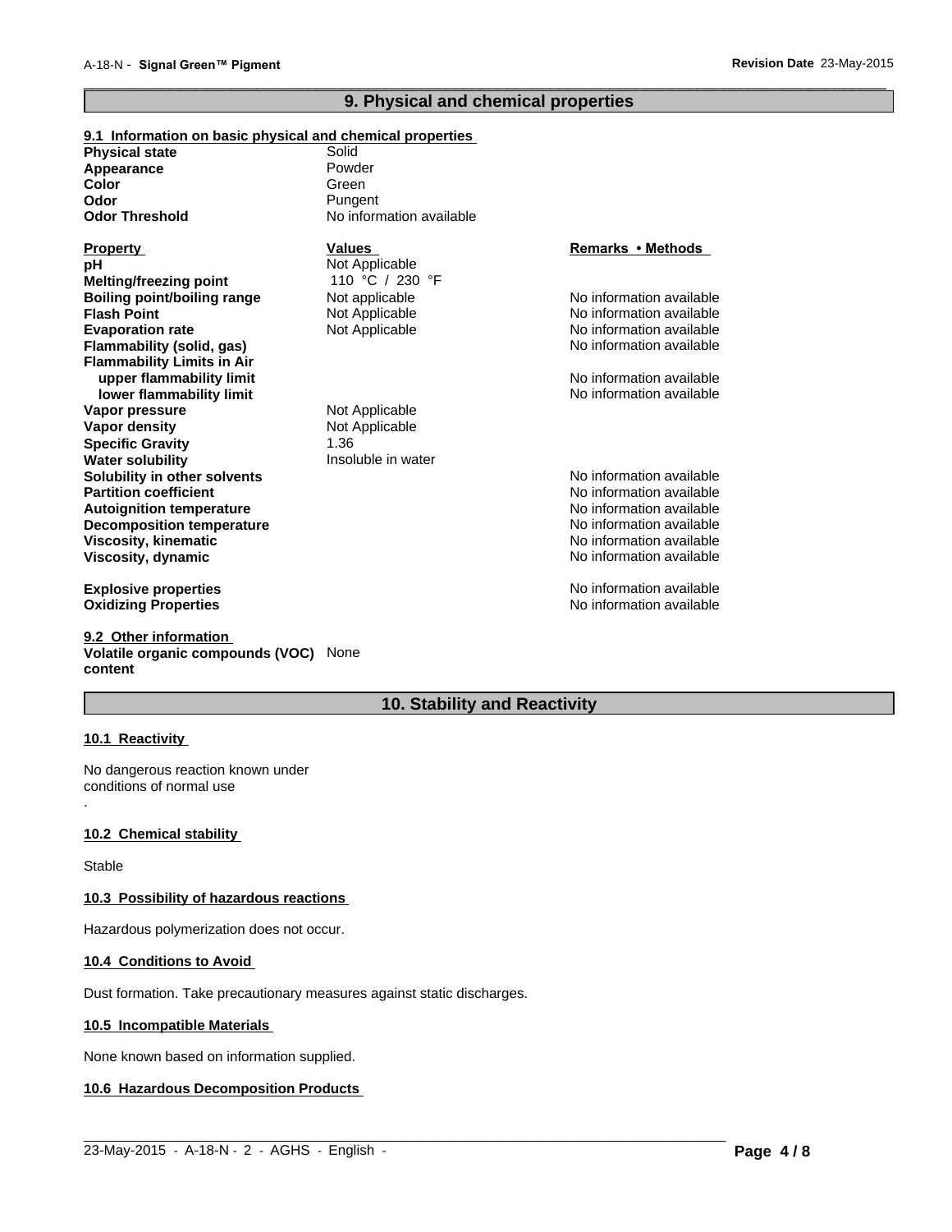## 9. Physical and chemical properties

### 9.1 Information on basic physical and chemical properties

| | |
|---|---|
| **Physical state** | Solid |
| **Appearance** | Powder |
| **Color** | Green |
| **Odor** | Pungent |
| **Odor Threshold** | No information available |

| **Property** | **Values** | **Remarks • Methods** |
|---|---|---|
| **pH** | Not Applicable | |
| **Melting/freezing point** | 110 °C / 230 °F | |
| **Boiling point/boiling range** | Not applicable | No information available |
| **Flash Point** | Not Applicable | No information available |
| **Evaporation rate** | Not Applicable | No information available |
| **Flammability (solid, gas)** | | No information available |
| **Flammability Limits in Air** | | |
| **upper flammability limit** | | No information available |
| **lower flammability limit** | | No information available |
| **Vapor pressure** | Not Applicable | |
| **Vapor density** | Not Applicable | |
| **Specific Gravity** | 1.36 | |
| **Water solubility** | Insoluble in water | |
| **Solubility in other solvents** | | No information available |
| **Partition coefficient** | | No information available |
| **Autoignition temperature** | | No information available |
| **Decomposition temperature** | | No information available |
| **Viscosity, kinematic** | | No information available |
| **Viscosity, dynamic** | | No information available |
| **Explosive properties** | | No information available |
| **Oxidizing Properties** | | No information available |

### 9.2 Other information

**Volatile organic compounds (VOC) content** None

## 10. Stability and Reactivity

### 10.1 Reactivity

No dangerous reaction known under conditions of normal use

.

### 10.2 Chemical stability

Stable

### 10.3 Possibility of hazardous reactions

Hazardous polymerization does not occur.

### 10.4 Conditions to Avoid

Dust formation. Take precautionary measures against static discharges.

### 10.5 Incompatible Materials

None known based on information supplied.

### 10.6 Hazardous Decomposition Products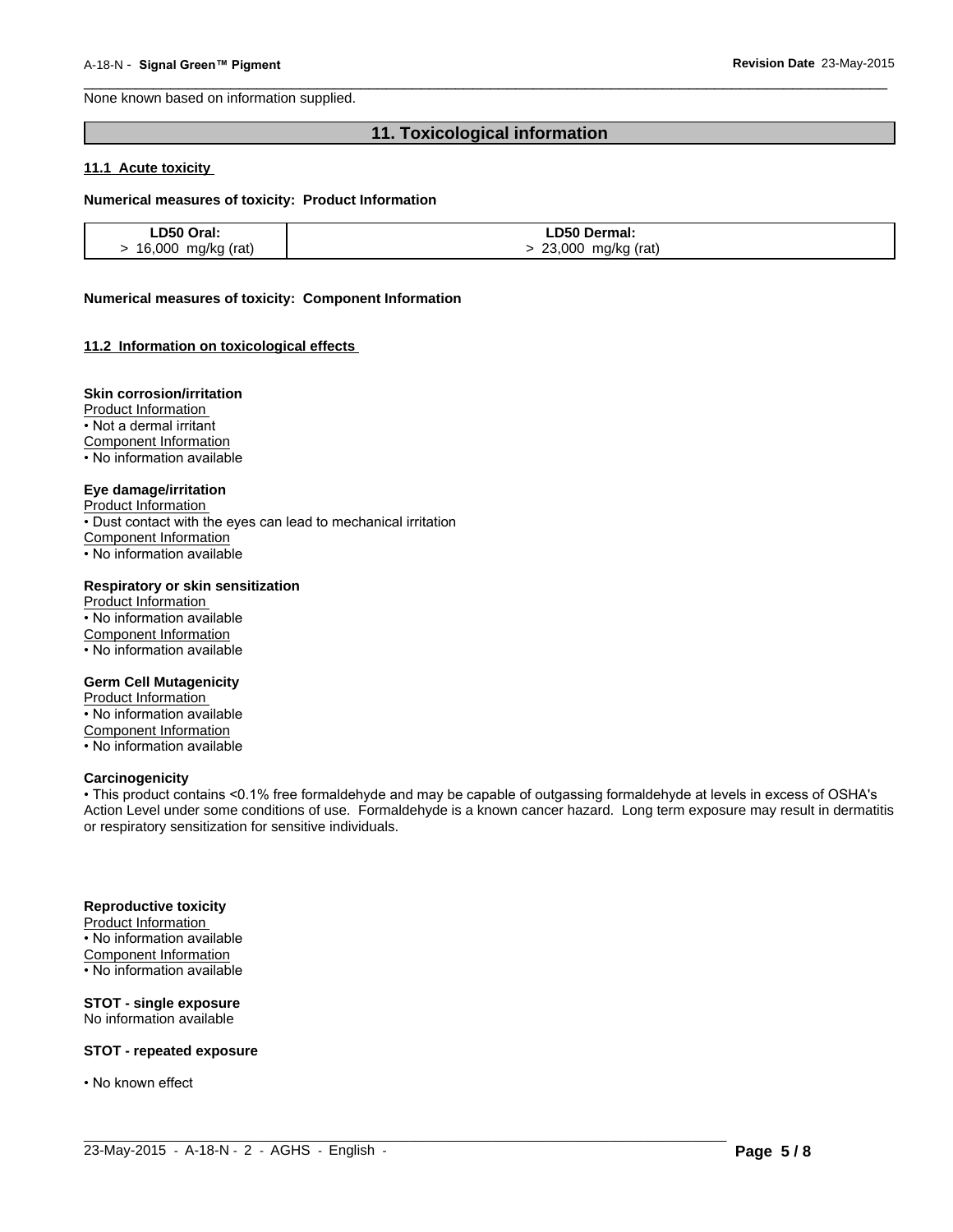None known based on information supplied.

## 11. Toxicological information

### 11.1 Acute toxicity

**Numerical measures of toxicity: Product Information**

| LD50 Oral: | LD50 Dermal: |
|---|---|
| > 16,000 mg/kg (rat) | > 23,000 mg/kg (rat) |

**Numerical measures of toxicity: Component Information**

### 11.2 Information on toxicological effects

**Skin corrosion/irritation**

Product Information
• Not a dermal irritant

Component Information
• No information available

**Eye damage/irritation**

Product Information
• Dust contact with the eyes can lead to mechanical irritation

Component Information
• No information available

**Respiratory or skin sensitization**

Product Information
• No information available

Component Information
• No information available

**Germ Cell Mutagenicity**

Product Information
• No information available

Component Information
• No information available

**Carcinogenicity**

• This product contains <0.1% free formaldehyde and may be capable of outgassing formaldehyde at levels in excess of OSHA's Action Level under some conditions of use. Formaldehyde is a known cancer hazard. Long term exposure may result in dermatitis or respiratory sensitization for sensitive individuals.

**Reproductive toxicity**

Product Information
• No information available

Component Information
• No information available

**STOT - single exposure**

No information available

**STOT - repeated exposure**

• No known effect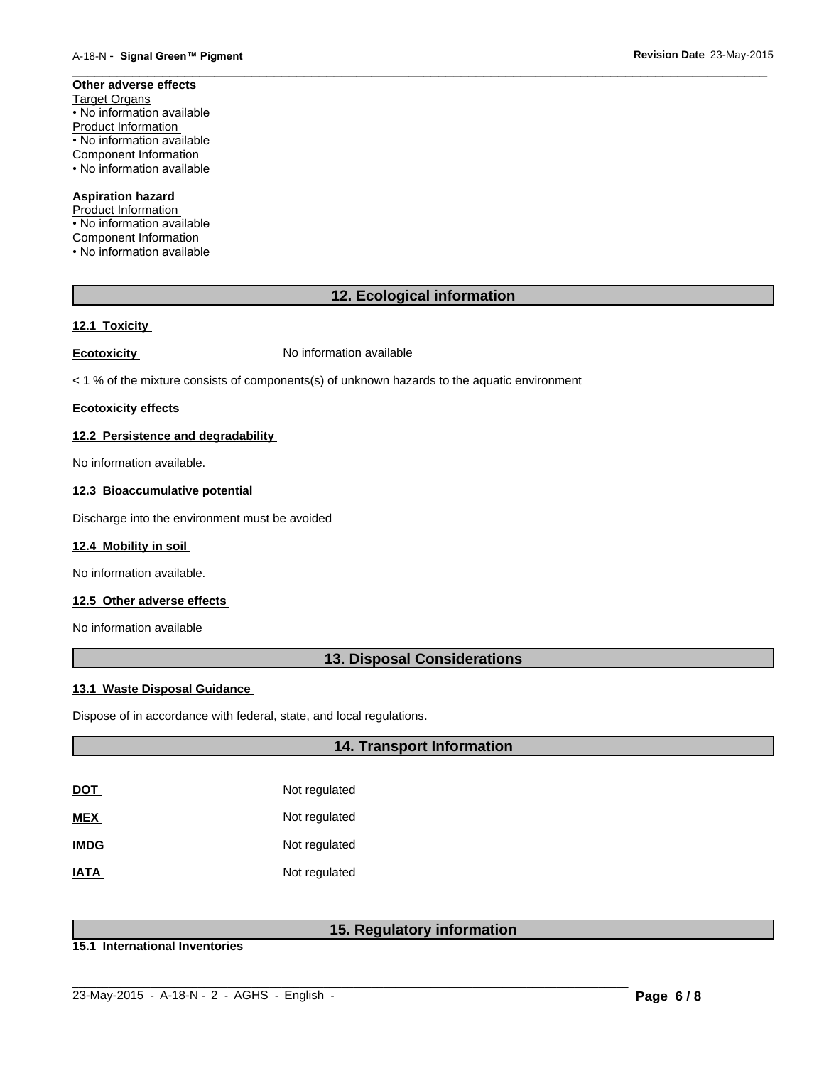**Other adverse effects**

Target Organs
• No information available
Product Information
• No information available
Component Information
• No information available

**Aspiration hazard**

Product Information
• No information available
Component Information
• No information available

## 12. Ecological information

### 12.1 Toxicity

**Ecotoxicity** No information available

< 1 % of the mixture consists of components(s) of unknown hazards to the aquatic environment

**Ecotoxicity effects**

### 12.2 Persistence and degradability

No information available.

### 12.3 Bioaccumulative potential

Discharge into the environment must be avoided

### 12.4 Mobility in soil

No information available.

### 12.5 Other adverse effects

No information available

## 13. Disposal Considerations

### 13.1 Waste Disposal Guidance

Dispose of in accordance with federal, state, and local regulations.

## 14. Transport Information

| | |
|---|---|
| **DOT** | Not regulated |
| **MEX** | Not regulated |
| **IMDG** | Not regulated |
| **IATA** | Not regulated |

## 15. Regulatory information

### 15.1 International Inventories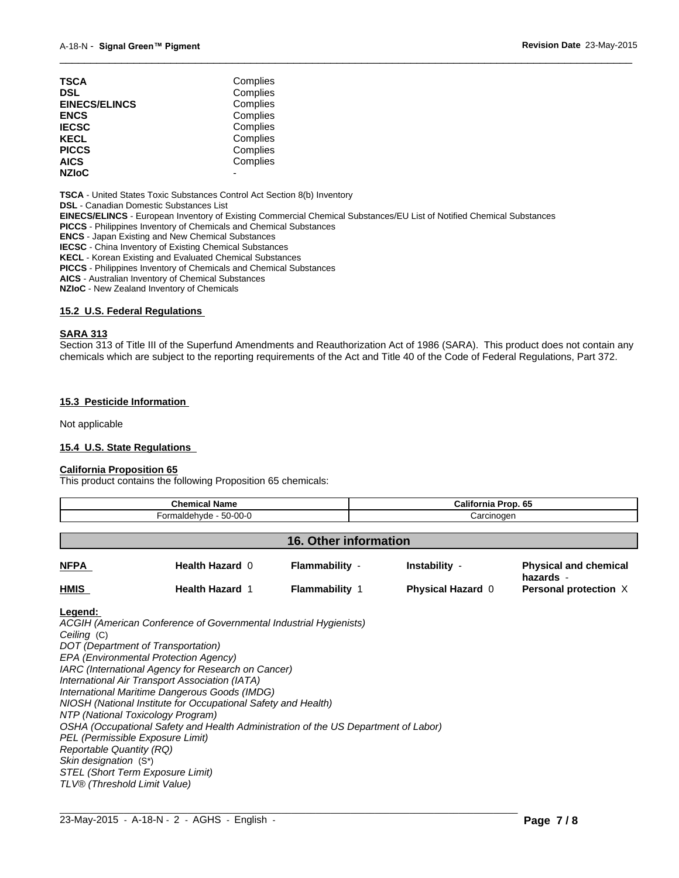| | |
|---|---|
| **TSCA** | Complies |
| **DSL** | Complies |
| **EINECS/ELINCS** | Complies |
| **ENCS** | Complies |
| **IECSC** | Complies |
| **KECL** | Complies |
| **PICCS** | Complies |
| **AICS** | Complies |
| **NZIoC** | - |

**TSCA** - United States Toxic Substances Control Act Section 8(b) Inventory
**DSL** - Canadian Domestic Substances List
**EINECS/ELINCS** - European Inventory of Existing Commercial Chemical Substances/EU List of Notified Chemical Substances
**PICCS** - Philippines Inventory of Chemicals and Chemical Substances
**ENCS** - Japan Existing and New Chemical Substances
**IECSC** - China Inventory of Existing Chemical Substances
**KECL** - Korean Existing and Evaluated Chemical Substances
**PICCS** - Philippines Inventory of Chemicals and Chemical Substances
**AICS** - Australian Inventory of Chemical Substances
**NZIoC** - New Zealand Inventory of Chemicals

### 15.2 U.S. Federal Regulations

**SARA 313**

Section 313 of Title III of the Superfund Amendments and Reauthorization Act of 1986 (SARA). This product does not contain any chemicals which are subject to the reporting requirements of the Act and Title 40 of the Code of Federal Regulations, Part 372.

### 15.3 Pesticide Information

Not applicable

### 15.4 U.S. State Regulations

**California Proposition 65**

This product contains the following Proposition 65 chemicals:

| Chemical Name | California Prop. 65 |
|---|---|
| Formaldehyde - 50-00-0 | Carcinogen |

## 16. Other information

| | | | | |
|---|---|---|---|---|
| **NFPA** | **Health Hazard** 0 | **Flammability** - | **Instability** - | **Physical and chemical hazards** - |
| **HMIS** | **Health Hazard** 1 | **Flammability** 1 | **Physical Hazard** 0 | **Personal protection** X |

**Legend:**

*ACGIH (American Conference of Governmental Industrial Hygienists)*
*Ceiling* (C)
*DOT (Department of Transportation)*
*EPA (Environmental Protection Agency)*
*IARC (International Agency for Research on Cancer)*
*International Air Transport Association (IATA)*
*International Maritime Dangerous Goods (IMDG)*
*NIOSH (National Institute for Occupational Safety and Health)*
*NTP (National Toxicology Program)*
*OSHA (Occupational Safety and Health Administration of the US Department of Labor)*
*PEL (Permissible Exposure Limit)*
*Reportable Quantity (RQ)*
*Skin designation* (S*)
*STEL (Short Term Exposure Limit)*
*TLV® (Threshold Limit Value)*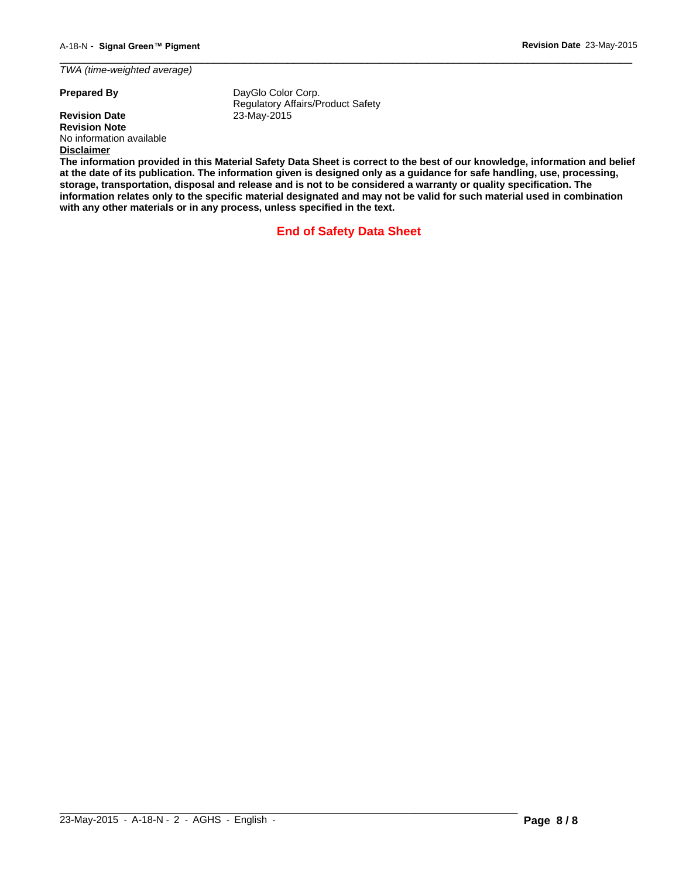*TWA (time-weighted average)*

**Prepared By** DayGlo Color Corp.
Regulatory Affairs/Product Safety

**Revision Date** 23-May-2015

**Revision Note**

No information available

**Disclaimer**

**The information provided in this Material Safety Data Sheet is correct to the best of our knowledge, information and belief at the date of its publication. The information given is designed only as a guidance for safe handling, use, processing, storage, transportation, disposal and release and is not to be considered a warranty or quality specification. The information relates only to the specific material designated and may not be valid for such material used in combination with any other materials or in any process, unless specified in the text.**

**End of Safety Data Sheet**